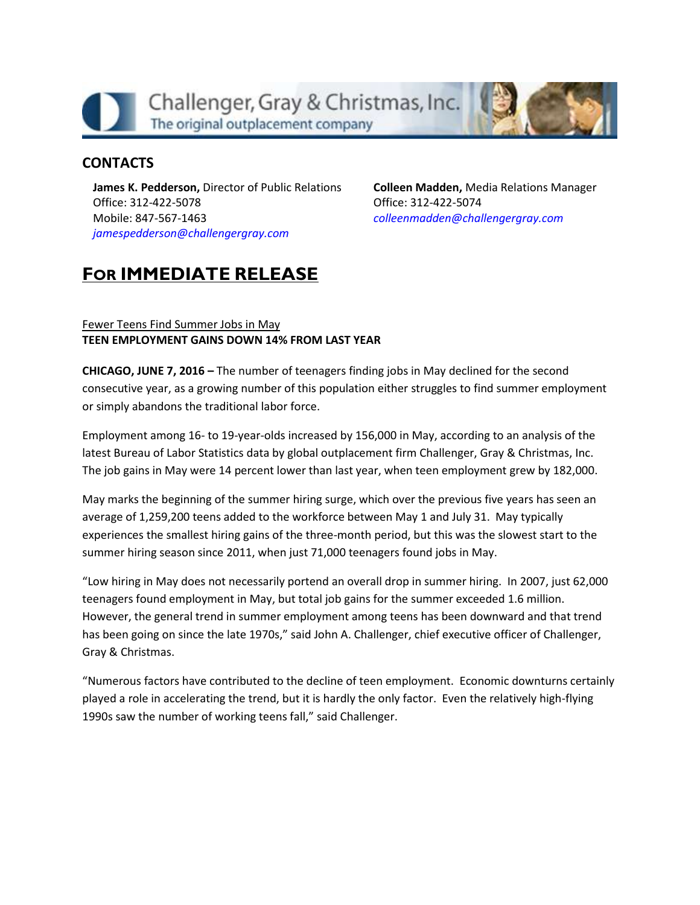Challenger, Gray & Christmas, Inc.
The original outplacement company

## CONTACTS

**James K. Pedderson,** Director of Public Relations
Office: 312-422-5078
Mobile: 847-567-1463
*jamespedderson@challengergray.com*

**Colleen Madden,** Media Relations Manager
Office: 312-422-5074
*colleenmadden@challengergray.com*

# FOR IMMEDIATE RELEASE

Fewer Teens Find Summer Jobs in May
**TEEN EMPLOYMENT GAINS DOWN 14% FROM LAST YEAR**

**CHICAGO, JUNE 7, 2016 –** The number of teenagers finding jobs in May declined for the second consecutive year, as a growing number of this population either struggles to find summer employment or simply abandons the traditional labor force.

Employment among 16- to 19-year-olds increased by 156,000 in May, according to an analysis of the latest Bureau of Labor Statistics data by global outplacement firm Challenger, Gray & Christmas, Inc. The job gains in May were 14 percent lower than last year, when teen employment grew by 182,000.

May marks the beginning of the summer hiring surge, which over the previous five years has seen an average of 1,259,200 teens added to the workforce between May 1 and July 31. May typically experiences the smallest hiring gains of the three-month period, but this was the slowest start to the summer hiring season since 2011, when just 71,000 teenagers found jobs in May.

"Low hiring in May does not necessarily portend an overall drop in summer hiring. In 2007, just 62,000 teenagers found employment in May, but total job gains for the summer exceeded 1.6 million. However, the general trend in summer employment among teens has been downward and that trend has been going on since the late 1970s," said John A. Challenger, chief executive officer of Challenger, Gray & Christmas.

"Numerous factors have contributed to the decline of teen employment. Economic downturns certainly played a role in accelerating the trend, but it is hardly the only factor. Even the relatively high-flying 1990s saw the number of working teens fall," said Challenger.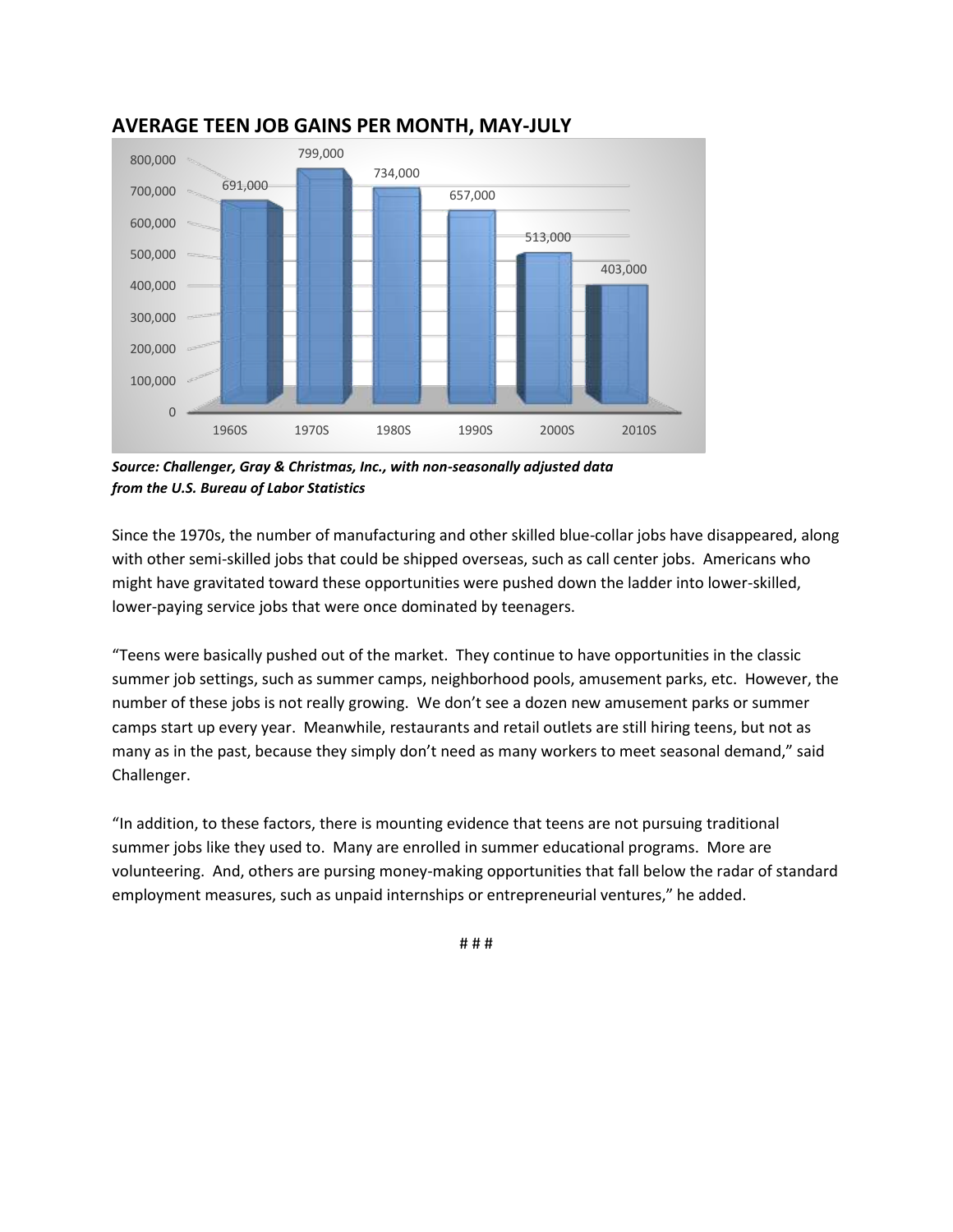## AVERAGE TEEN JOB GAINS PER MONTH, MAY-JULY

| Decade | Average Teen Job Gains |
| --- | --- |
| 1960S | 691,000 |
| 1970S | 799,000 |
| 1980S | 734,000 |
| 1990S | 657,000 |
| 2000S | 513,000 |
| 2010S | 403,000 |

***Source: Challenger, Gray & Christmas, Inc., with non-seasonally adjusted data from the U.S. Bureau of Labor Statistics***

Since the 1970s, the number of manufacturing and other skilled blue-collar jobs have disappeared, along with other semi-skilled jobs that could be shipped overseas, such as call center jobs. Americans who might have gravitated toward these opportunities were pushed down the ladder into lower-skilled, lower-paying service jobs that were once dominated by teenagers.

"Teens were basically pushed out of the market. They continue to have opportunities in the classic summer job settings, such as summer camps, neighborhood pools, amusement parks, etc. However, the number of these jobs is not really growing. We don't see a dozen new amusement parks or summer camps start up every year. Meanwhile, restaurants and retail outlets are still hiring teens, but not as many as in the past, because they simply don't need as many workers to meet seasonal demand," said Challenger.

"In addition, to these factors, there is mounting evidence that teens are not pursuing traditional summer jobs like they used to. Many are enrolled in summer educational programs. More are volunteering. And, others are pursing money-making opportunities that fall below the radar of standard employment measures, such as unpaid internships or entrepreneurial ventures," he added.

# # #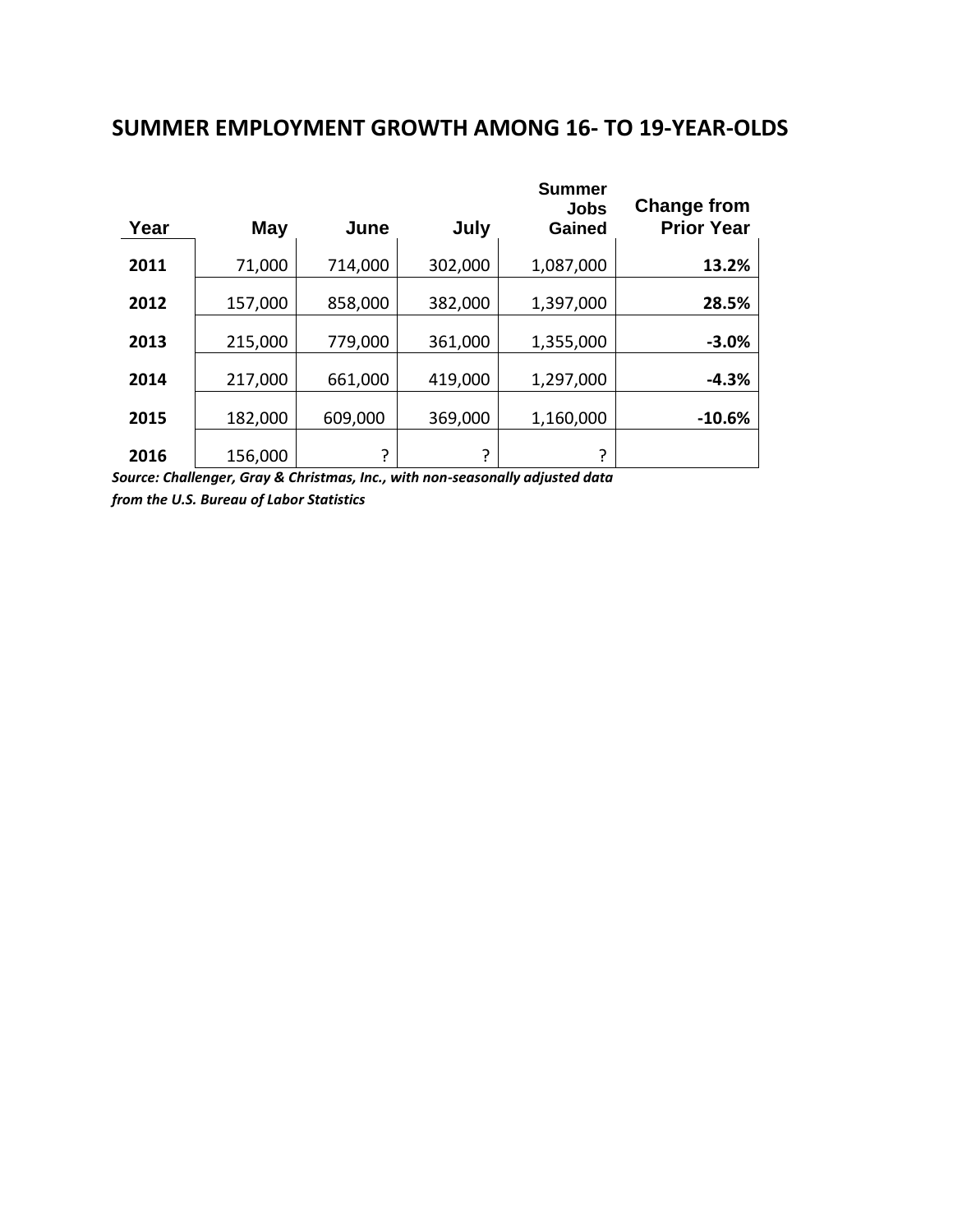## SUMMER EMPLOYMENT GROWTH AMONG 16- TO 19-YEAR-OLDS

| Year | May | June | July | Summer Jobs Gained | Change from Prior Year |
|---|---|---|---|---|---|
| **2011** | 71,000 | 714,000 | 302,000 | 1,087,000 | **13.2%** |
| **2012** | 157,000 | 858,000 | 382,000 | 1,397,000 | **28.5%** |
| **2013** | 215,000 | 779,000 | 361,000 | 1,355,000 | **-3.0%** |
| **2014** | 217,000 | 661,000 | 419,000 | 1,297,000 | **-4.3%** |
| **2015** | 182,000 | 609,000 | 369,000 | 1,160,000 | **-10.6%** |
| **2016** | 156,000 | ? | ? | ? | |

***Source: Challenger, Gray & Christmas, Inc., with non-seasonally adjusted data from the U.S. Bureau of Labor Statistics***